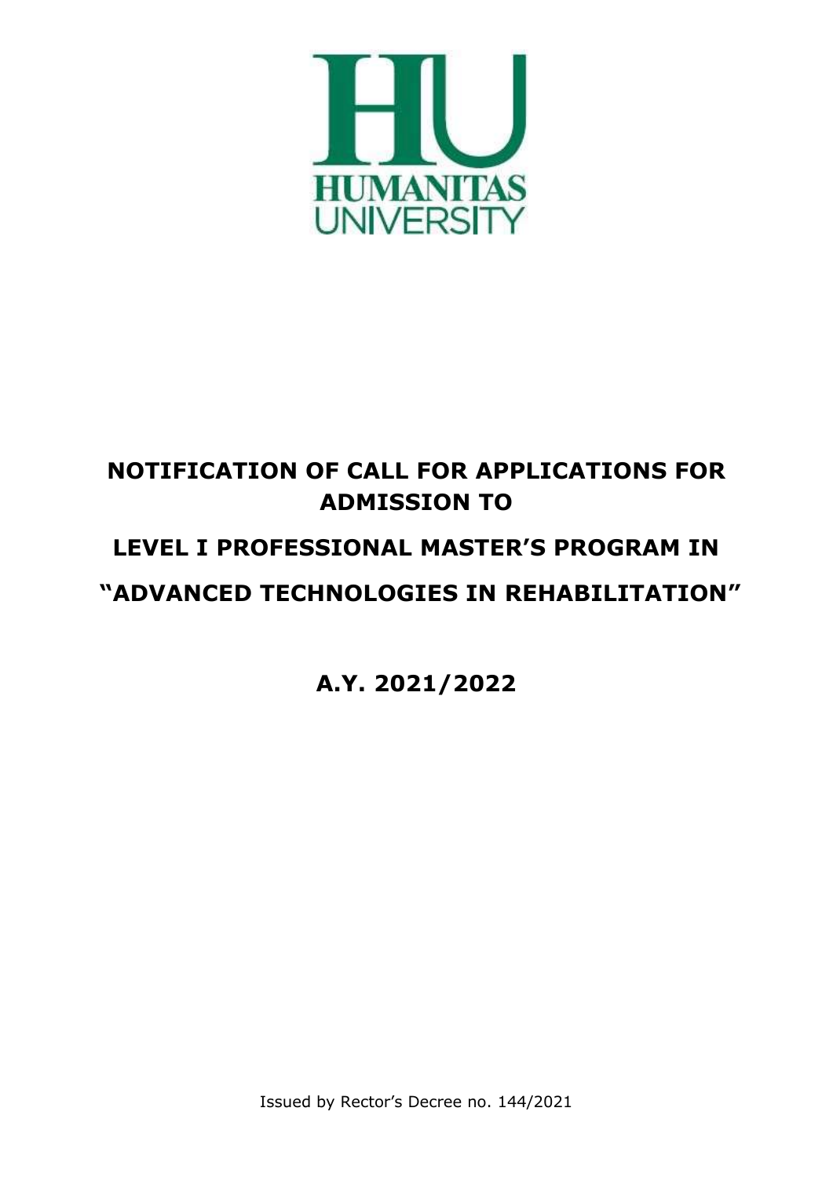HUMANITAS UNIVERSITY

# NOTIFICATION OF CALL FOR APPLICATIONS FOR ADMISSION TO

# LEVEL I PROFESSIONAL MASTER'S PROGRAM IN

# "ADVANCED TECHNOLOGIES IN REHABILITATION"

## A.Y. 2021/2022

Issued by Rector's Decree no. 144/2021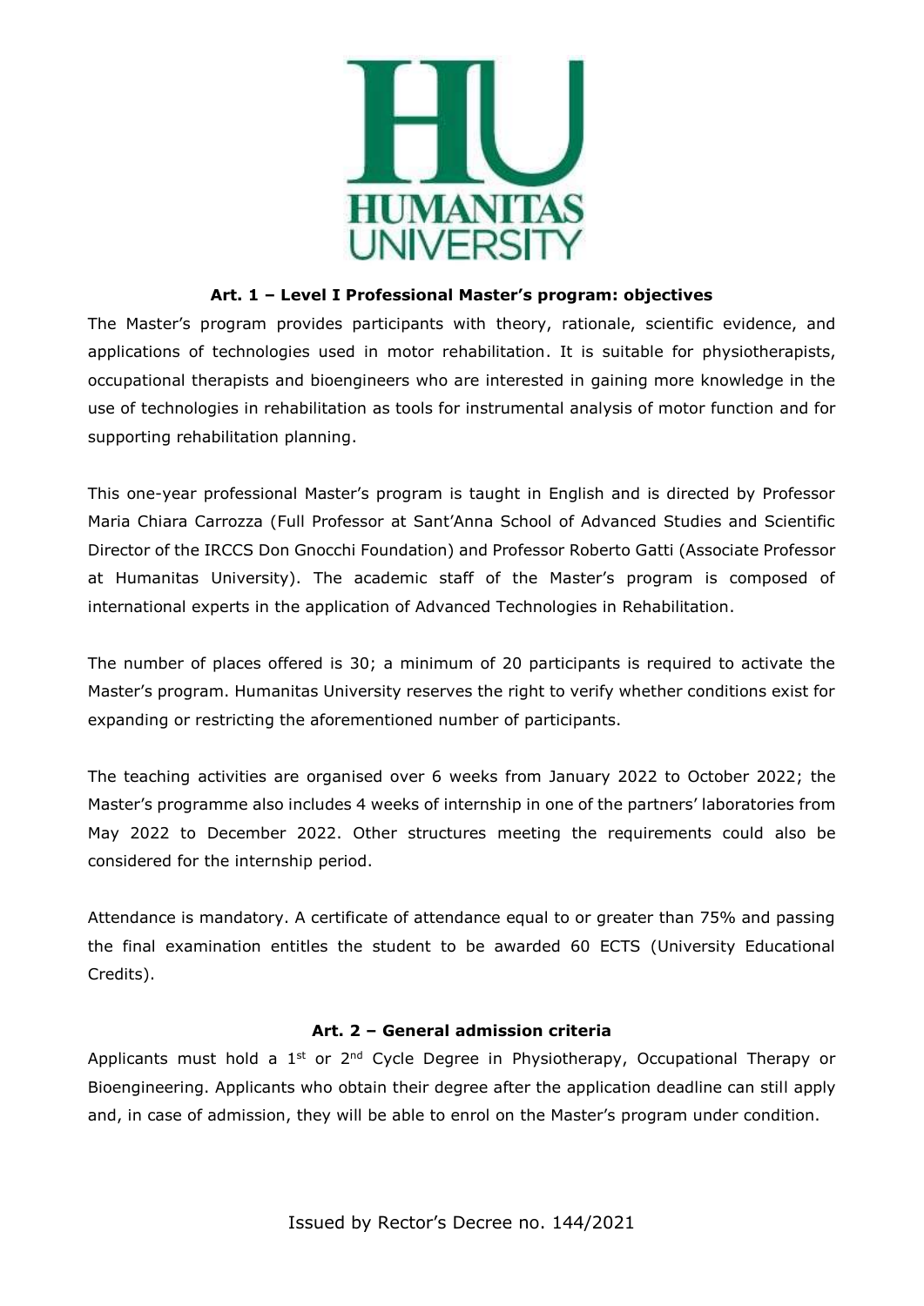### Art. 1 – Level I Professional Master's program: objectives

The Master's program provides participants with theory, rationale, scientific evidence, and applications of technologies used in motor rehabilitation. It is suitable for physiotherapists, occupational therapists and bioengineers who are interested in gaining more knowledge in the use of technologies in rehabilitation as tools for instrumental analysis of motor function and for supporting rehabilitation planning.

This one-year professional Master's program is taught in English and is directed by Professor Maria Chiara Carrozza (Full Professor at Sant'Anna School of Advanced Studies and Scientific Director of the IRCCS Don Gnocchi Foundation) and Professor Roberto Gatti (Associate Professor at Humanitas University). The academic staff of the Master's program is composed of international experts in the application of Advanced Technologies in Rehabilitation.

The number of places offered is 30; a minimum of 20 participants is required to activate the Master's program. Humanitas University reserves the right to verify whether conditions exist for expanding or restricting the aforementioned number of participants.

The teaching activities are organised over 6 weeks from January 2022 to October 2022; the Master's programme also includes 4 weeks of internship in one of the partners' laboratories from May 2022 to December 2022. Other structures meeting the requirements could also be considered for the internship period.

Attendance is mandatory. A certificate of attendance equal to or greater than 75% and passing the final examination entitles the student to be awarded 60 ECTS (University Educational Credits).

### Art. 2 – General admission criteria

Applicants must hold a 1st or 2nd Cycle Degree in Physiotherapy, Occupational Therapy or Bioengineering. Applicants who obtain their degree after the application deadline can still apply and, in case of admission, they will be able to enrol on the Master's program under condition.

Issued by Rector's Decree no. 144/2021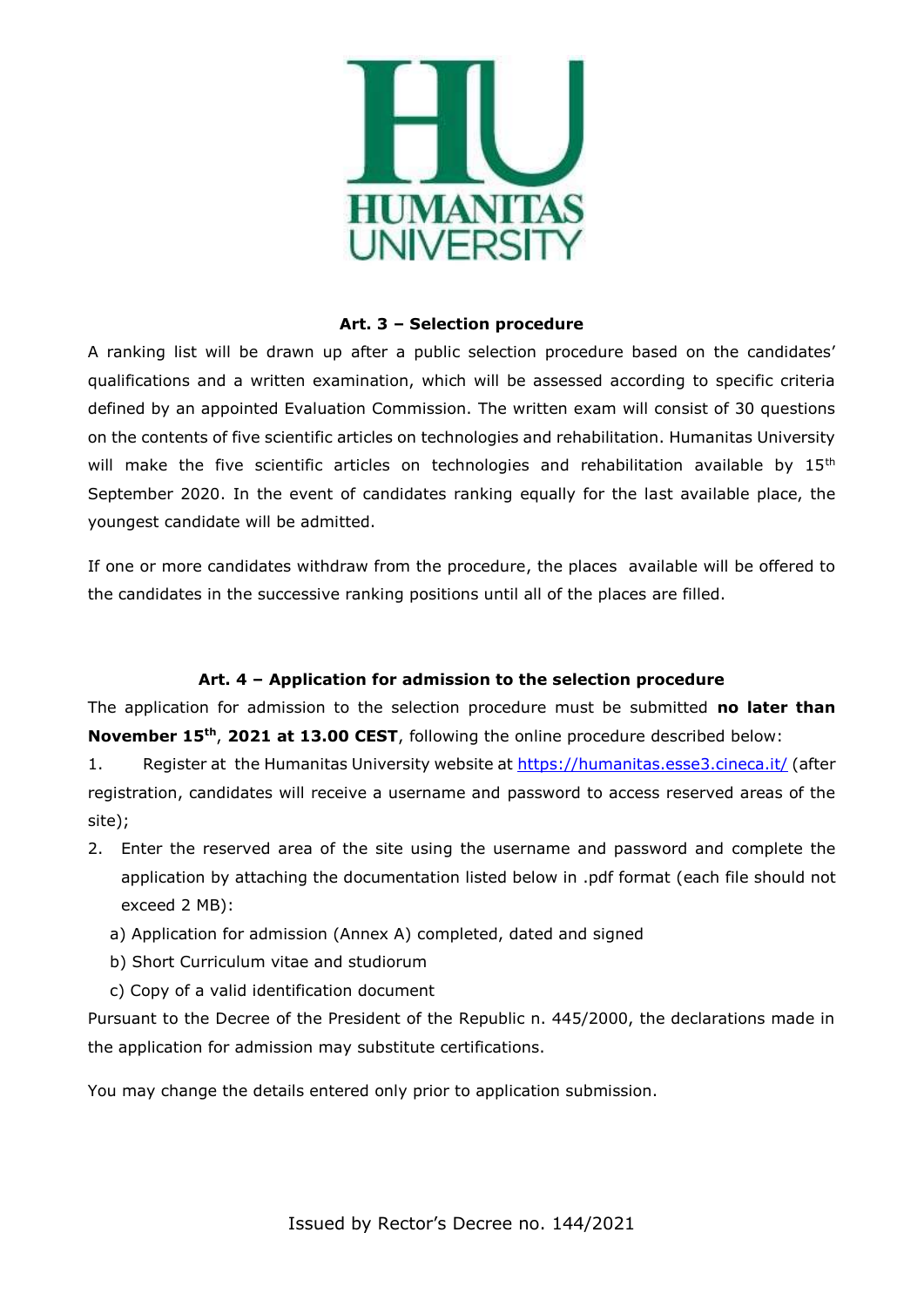### Art. 3 – Selection procedure

A ranking list will be drawn up after a public selection procedure based on the candidates' qualifications and a written examination, which will be assessed according to specific criteria defined by an appointed Evaluation Commission. The written exam will consist of 30 questions on the contents of five scientific articles on technologies and rehabilitation. Humanitas University will make the five scientific articles on technologies and rehabilitation available by 15th September 2020. In the event of candidates ranking equally for the last available place, the youngest candidate will be admitted.

If one or more candidates withdraw from the procedure, the places available will be offered to the candidates in the successive ranking positions until all of the places are filled.

### Art. 4 – Application for admission to the selection procedure

The application for admission to the selection procedure must be submitted **no later than November 15th, 2021 at 13.00 CEST**, following the online procedure described below:

1. Register at the Humanitas University website at https://humanitas.esse3.cineca.it/ (after registration, candidates will receive a username and password to access reserved areas of the site);
2. Enter the reserved area of the site using the username and password and complete the application by attaching the documentation listed below in .pdf format (each file should not exceed 2 MB):
   a) Application for admission (Annex A) completed, dated and signed
   b) Short Curriculum vitae and studiorum
   c) Copy of a valid identification document

Pursuant to the Decree of the President of the Republic n. 445/2000, the declarations made in the application for admission may substitute certifications.

You may change the details entered only prior to application submission.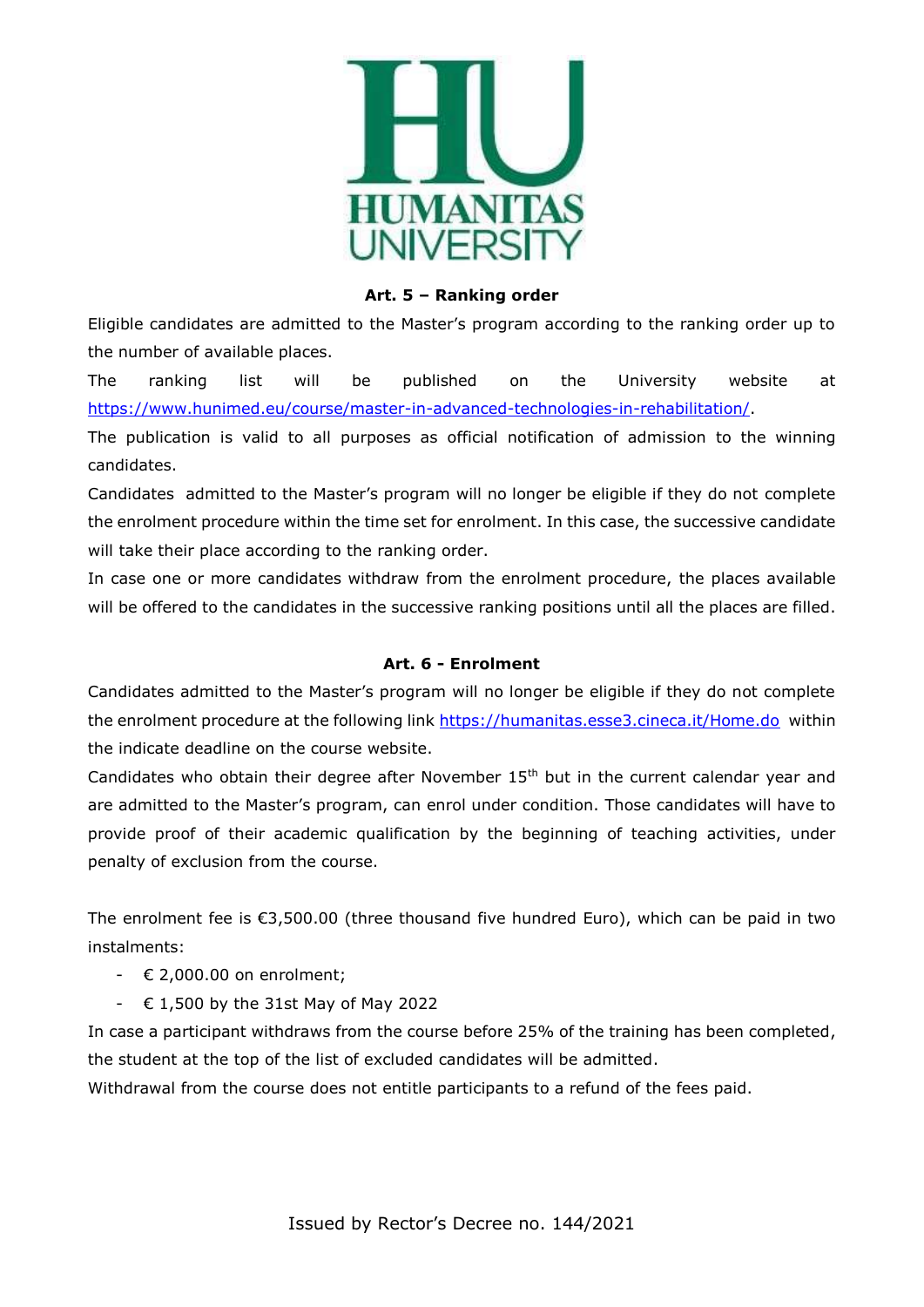### Art. 5 – Ranking order

Eligible candidates are admitted to the Master's program according to the ranking order up to the number of available places.

The ranking list will be published on the University website at https://www.hunimed.eu/course/master-in-advanced-technologies-in-rehabilitation/.

The publication is valid to all purposes as official notification of admission to the winning candidates.

Candidates admitted to the Master's program will no longer be eligible if they do not complete the enrolment procedure within the time set for enrolment. In this case, the successive candidate will take their place according to the ranking order.

In case one or more candidates withdraw from the enrolment procedure, the places available will be offered to the candidates in the successive ranking positions until all the places are filled.

### Art. 6 - Enrolment

Candidates admitted to the Master's program will no longer be eligible if they do not complete the enrolment procedure at the following link https://humanitas.esse3.cineca.it/Home.do within the indicate deadline on the course website.

Candidates who obtain their degree after November 15th but in the current calendar year and are admitted to the Master's program, can enrol under condition. Those candidates will have to provide proof of their academic qualification by the beginning of teaching activities, under penalty of exclusion from the course.

The enrolment fee is €3,500.00 (three thousand five hundred Euro), which can be paid in two instalments:

- € 2,000.00 on enrolment;
- € 1,500 by the 31st May of May 2022

In case a participant withdraws from the course before 25% of the training has been completed, the student at the top of the list of excluded candidates will be admitted.

Withdrawal from the course does not entitle participants to a refund of the fees paid.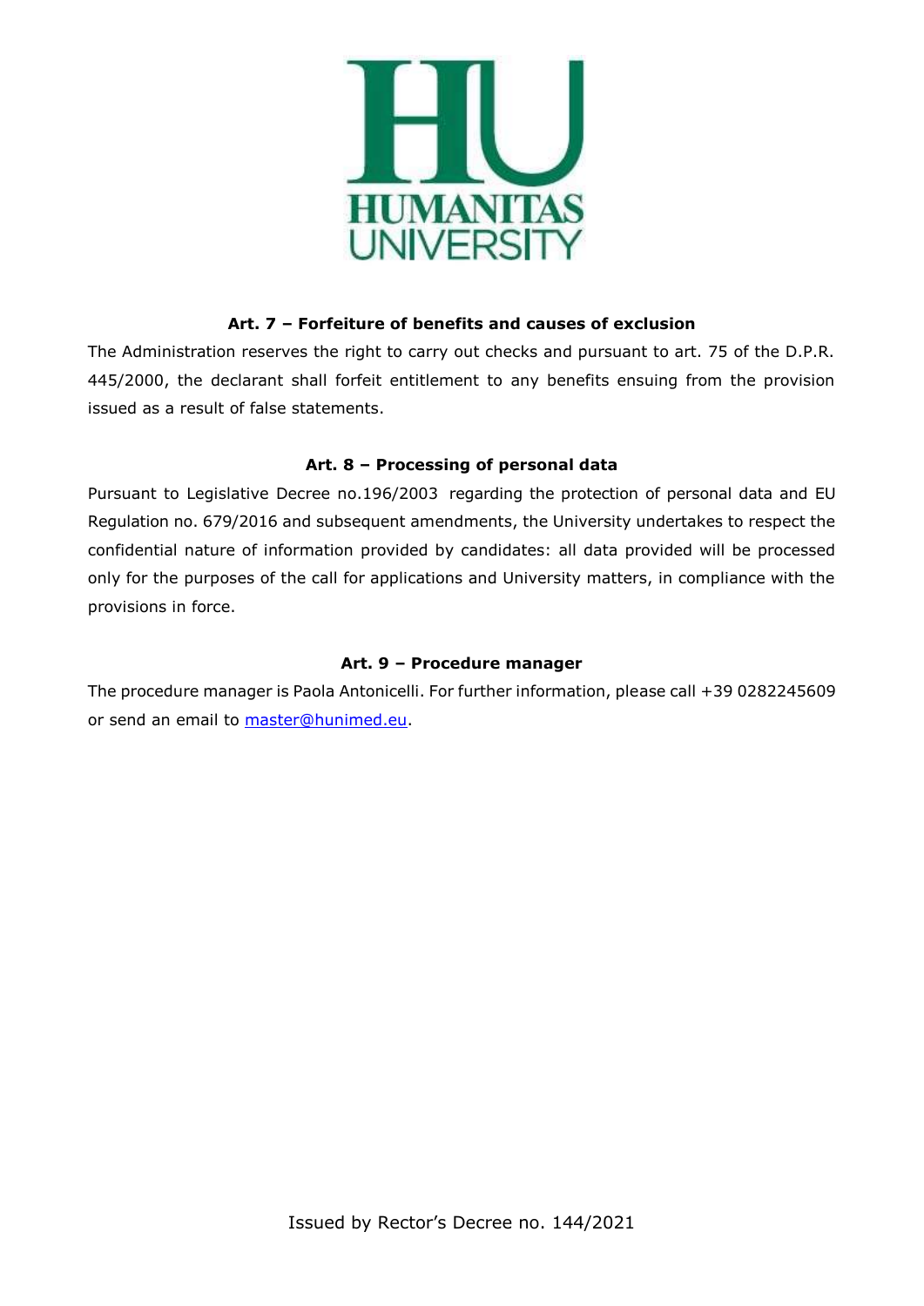**Art. 7 – Forfeiture of benefits and causes of exclusion**

The Administration reserves the right to carry out checks and pursuant to art. 75 of the D.P.R. 445/2000, the declarant shall forfeit entitlement to any benefits ensuing from the provision issued as a result of false statements.

**Art. 8 – Processing of personal data**

Pursuant to Legislative Decree no.196/2003 regarding the protection of personal data and EU Regulation no. 679/2016 and subsequent amendments, the University undertakes to respect the confidential nature of information provided by candidates: all data provided will be processed only for the purposes of the call for applications and University matters, in compliance with the provisions in force.

**Art. 9 – Procedure manager**

The procedure manager is Paola Antonicelli. For further information, please call +39 0282245609 or send an email to master@hunimed.eu.

Issued by Rector's Decree no. 144/2021